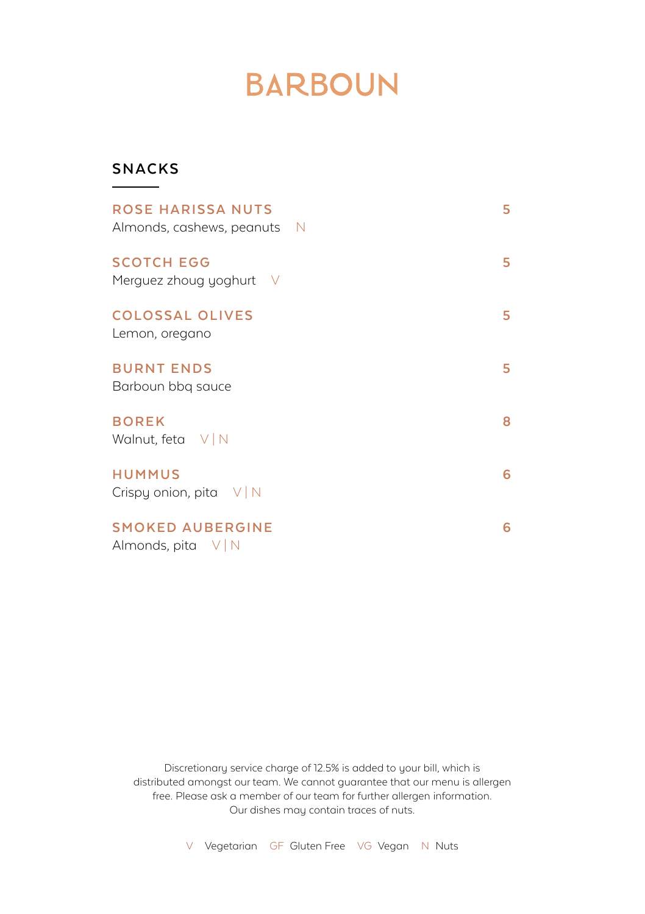# BARBOUN

## SNACKS

**ROSE HARISSA NUTS** — 5
Almonds, cashews, peanuts N

**SCOTCH EGG** — 5
Merguez zhoug yoghurt V

**COLOSSAL OLIVES** — 5
Lemon, oregano

**BURNT ENDS** — 5
Barboun bbq sauce

**BOREK** — 8
Walnut, feta V | N

**HUMMUS** — 6
Crispy onion, pita V | N

**SMOKED AUBERGINE** — 6
Almonds, pita V | N

Discretionary service charge of 12.5% is added to your bill, which is distributed amongst our team. We cannot guarantee that our menu is allergen free. Please ask a member of our team for further allergen information. Our dishes may contain traces of nuts.

V Vegetarian GF Gluten Free VG Vegan N Nuts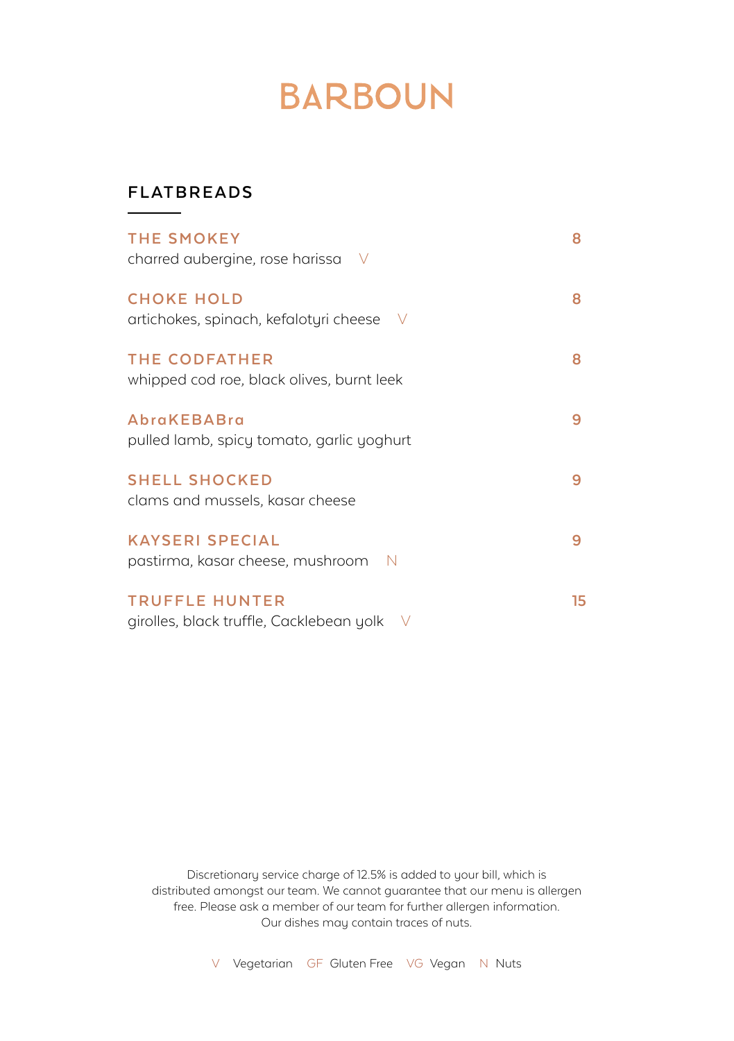# BARBOUN

## FLATBREADS

**THE SMOKEY** 8
charred aubergine, rose harissa V

**CHOKE HOLD** 8
artichokes, spinach, kefalotyri cheese V

**THE CODFATHER** 8
whipped cod roe, black olives, burnt leek

**AbraKEBABra** 9
pulled lamb, spicy tomato, garlic yoghurt

**SHELL SHOCKED** 9
clams and mussels, kasar cheese

**KAYSERI SPECIAL** 9
pastirma, kasar cheese, mushroom N

**TRUFFLE HUNTER** 15
girolles, black truffle, Cacklebean yolk V

Discretionary service charge of 12.5% is added to your bill, which is distributed amongst our team. We cannot guarantee that our menu is allergen free. Please ask a member of our team for further allergen information. Our dishes may contain traces of nuts.

V Vegetarian GF Gluten Free VG Vegan N Nuts